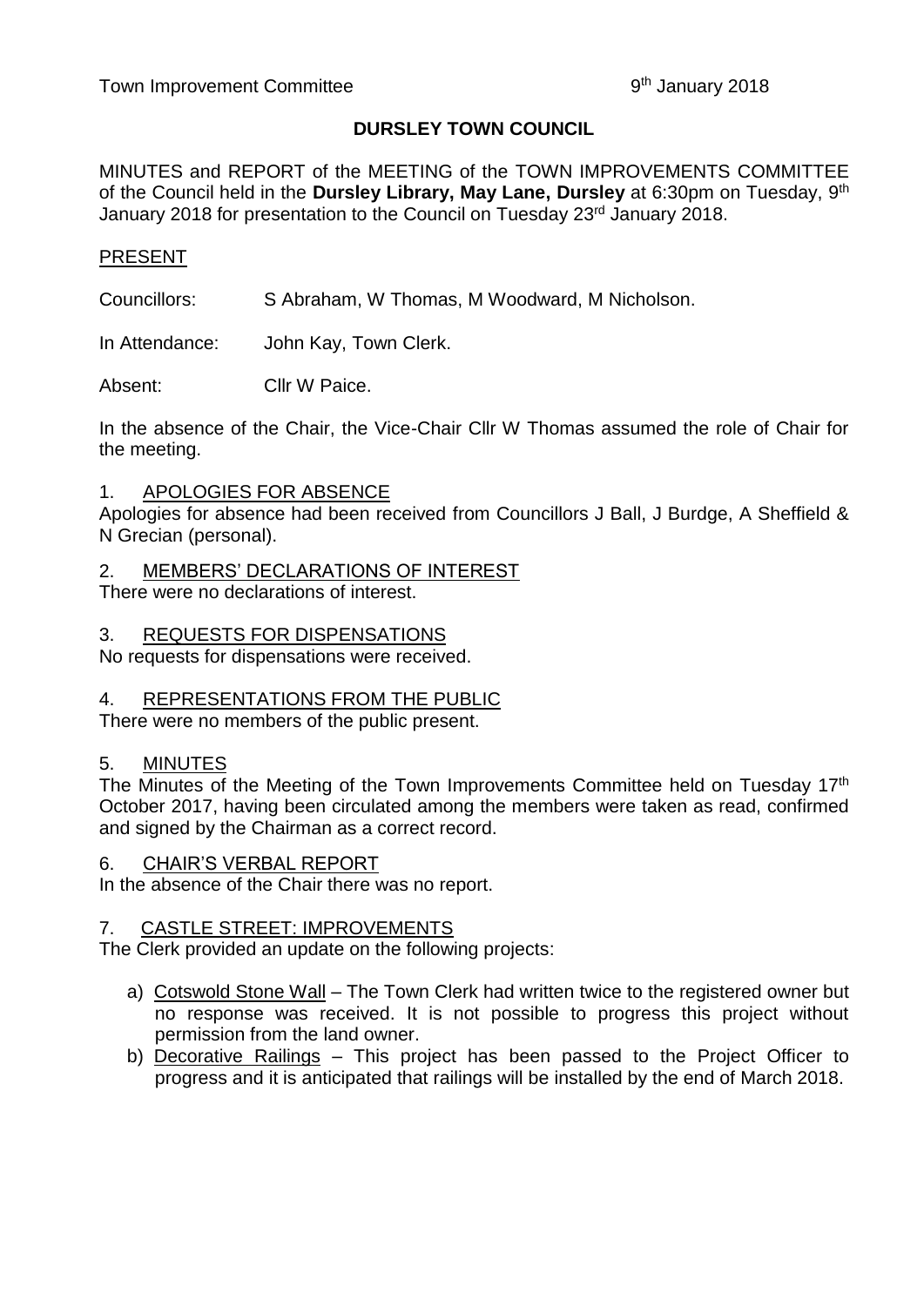# DURSLEY TOWN COUNCIL

MINUTES and REPORT of the MEETING of the TOWN IMPROVEMENTS COMMITTEE of the Council held in the **Dursley Library, May Lane, Dursley** at 6:30pm on Tuesday, 9th January 2018 for presentation to the Council on Tuesday 23rd January 2018.

## PRESENT

Councillors: S Abraham, W Thomas, M Woodward, M Nicholson.

In Attendance: John Kay, Town Clerk.

Absent: Cllr W Paice.

In the absence of the Chair, the Vice-Chair Cllr W Thomas assumed the role of Chair for the meeting.

## 1. APOLOGIES FOR ABSENCE

Apologies for absence had been received from Councillors J Ball, J Burdge, A Sheffield & N Grecian (personal).

## 2. MEMBERS' DECLARATIONS OF INTEREST

There were no declarations of interest.

## 3. REQUESTS FOR DISPENSATIONS

No requests for dispensations were received.

## 4. REPRESENTATIONS FROM THE PUBLIC

There were no members of the public present.

## 5. MINUTES

The Minutes of the Meeting of the Town Improvements Committee held on Tuesday 17th October 2017, having been circulated among the members were taken as read, confirmed and signed by the Chairman as a correct record.

## 6. CHAIR'S VERBAL REPORT

In the absence of the Chair there was no report.

## 7. CASTLE STREET: IMPROVEMENTS

The Clerk provided an update on the following projects:

a) Cotswold Stone Wall – The Town Clerk had written twice to the registered owner but no response was received. It is not possible to progress this project without permission from the land owner.

b) Decorative Railings – This project has been passed to the Project Officer to progress and it is anticipated that railings will be installed by the end of March 2018.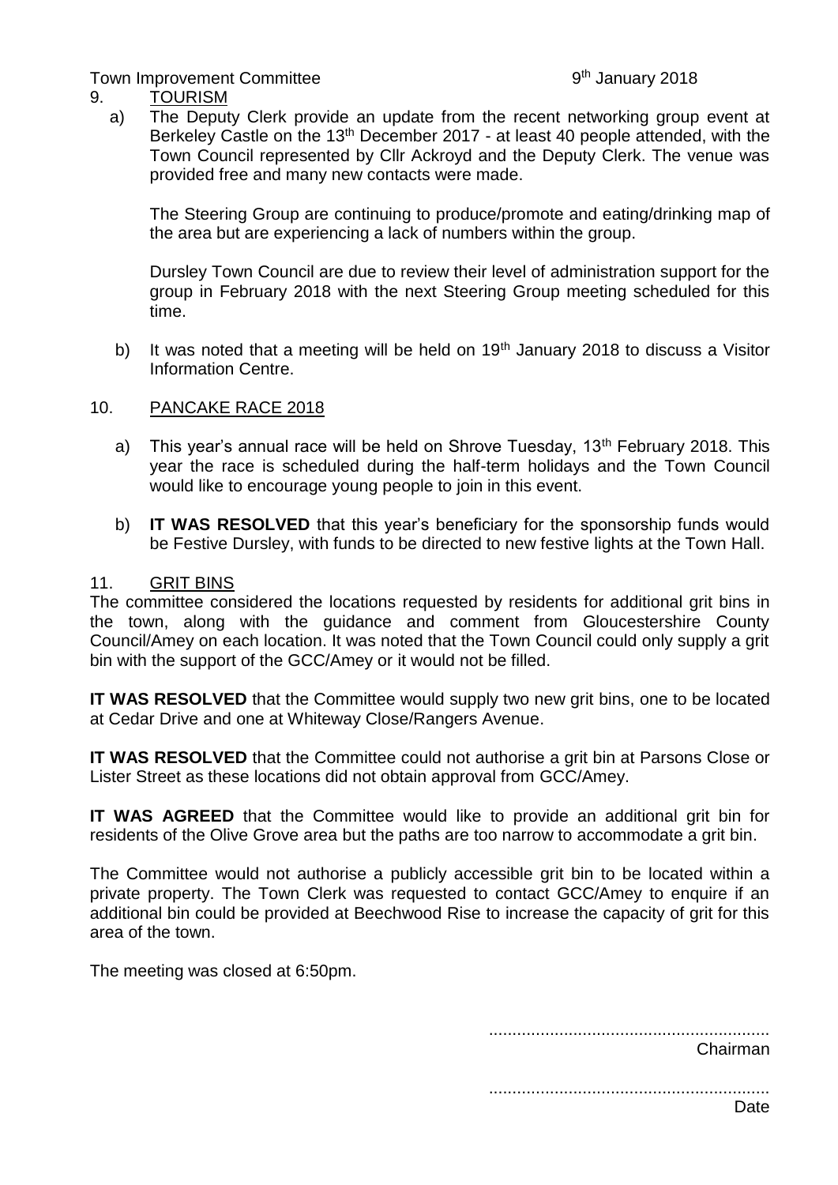## 9. TOURISM

a) The Deputy Clerk provide an update from the recent networking group event at Berkeley Castle on the 13th December 2017 - at least 40 people attended, with the Town Council represented by Cllr Ackroyd and the Deputy Clerk. The venue was provided free and many new contacts were made.

The Steering Group are continuing to produce/promote and eating/drinking map of the area but are experiencing a lack of numbers within the group.

Dursley Town Council are due to review their level of administration support for the group in February 2018 with the next Steering Group meeting scheduled for this time.

b) It was noted that a meeting will be held on 19th January 2018 to discuss a Visitor Information Centre.

## 10. PANCAKE RACE 2018

a) This year's annual race will be held on Shrove Tuesday, 13th February 2018. This year the race is scheduled during the half-term holidays and the Town Council would like to encourage young people to join in this event.

b) **IT WAS RESOLVED** that this year's beneficiary for the sponsorship funds would be Festive Dursley, with funds to be directed to new festive lights at the Town Hall.

## 11. GRIT BINS

The committee considered the locations requested by residents for additional grit bins in the town, along with the guidance and comment from Gloucestershire County Council/Amey on each location. It was noted that the Town Council could only supply a grit bin with the support of the GCC/Amey or it would not be filled.

**IT WAS RESOLVED** that the Committee would supply two new grit bins, one to be located at Cedar Drive and one at Whiteway Close/Rangers Avenue.

**IT WAS RESOLVED** that the Committee could not authorise a grit bin at Parsons Close or Lister Street as these locations did not obtain approval from GCC/Amey.

**IT WAS AGREED** that the Committee would like to provide an additional grit bin for residents of the Olive Grove area but the paths are too narrow to accommodate a grit bin.

The Committee would not authorise a publicly accessible grit bin to be located within a private property. The Town Clerk was requested to contact GCC/Amey to enquire if an additional bin could be provided at Beechwood Rise to increase the capacity of grit for this area of the town.

The meeting was closed at 6:50pm.

...........................................................
Chairman

...........................................................
Date